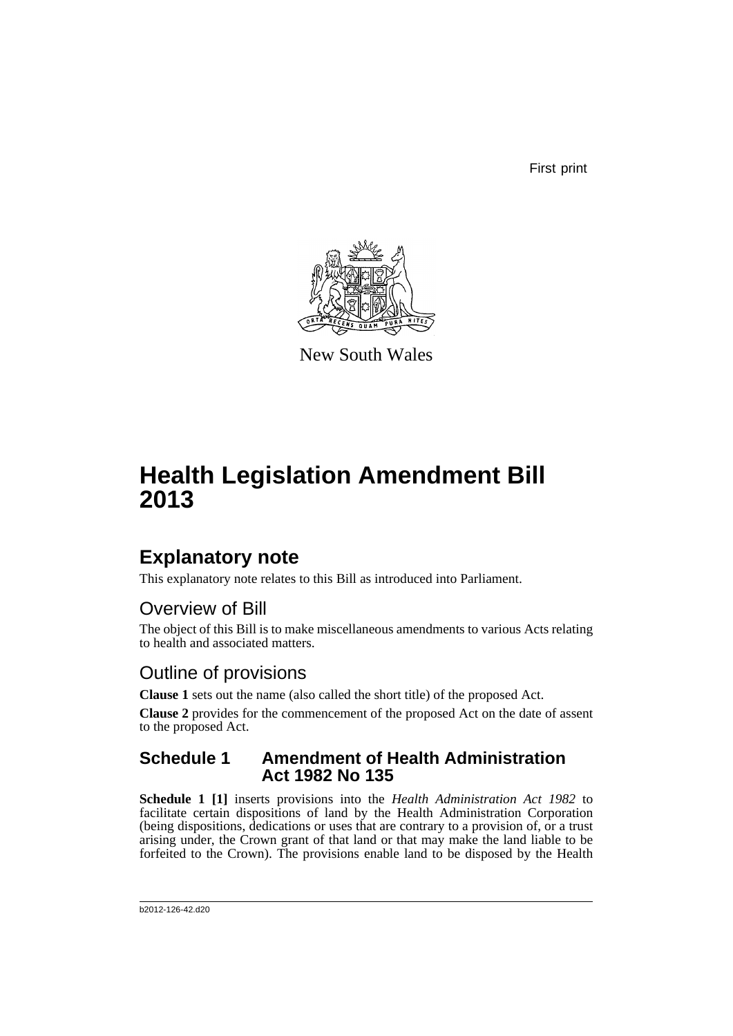First print

New South Wales

# Health Legislation Amendment Bill 2013

## Explanatory note

This explanatory note relates to this Bill as introduced into Parliament.

### Overview of Bill

The object of this Bill is to make miscellaneous amendments to various Acts relating to health and associated matters.

### Outline of provisions

**Clause 1** sets out the name (also called the short title) of the proposed Act.

**Clause 2** provides for the commencement of the proposed Act on the date of assent to the proposed Act.

### Schedule 1 Amendment of Health Administration Act 1982 No 135

**Schedule 1 [1]** inserts provisions into the *Health Administration Act 1982* to facilitate certain dispositions of land by the Health Administration Corporation (being dispositions, dedications or uses that are contrary to a provision of, or a trust arising under, the Crown grant of that land or that may make the land liable to be forfeited to the Crown). The provisions enable land to be disposed by the Health

b2012-126-42.d20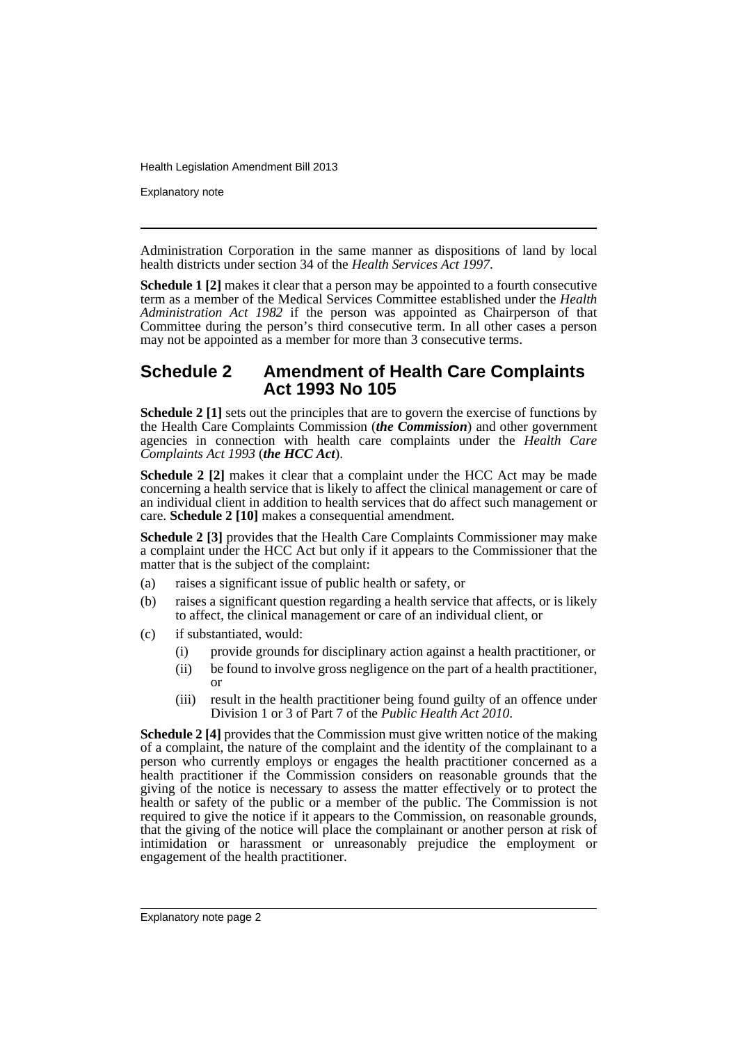Administration Corporation in the same manner as dispositions of land by local health districts under section 34 of the *Health Services Act 1997*.

**Schedule 1 [2]** makes it clear that a person may be appointed to a fourth consecutive term as a member of the Medical Services Committee established under the *Health Administration Act 1982* if the person was appointed as Chairperson of that Committee during the person's third consecutive term. In all other cases a person may not be appointed as a member for more than 3 consecutive terms.

## Schedule 2 Amendment of Health Care Complaints Act 1993 No 105

**Schedule 2 [1]** sets out the principles that are to govern the exercise of functions by the Health Care Complaints Commission (***the Commission***) and other government agencies in connection with health care complaints under the *Health Care Complaints Act 1993* (***the HCC Act***).

**Schedule 2 [2]** makes it clear that a complaint under the HCC Act may be made concerning a health service that is likely to affect the clinical management or care of an individual client in addition to health services that do affect such management or care. **Schedule 2 [10]** makes a consequential amendment.

**Schedule 2 [3]** provides that the Health Care Complaints Commissioner may make a complaint under the HCC Act but only if it appears to the Commissioner that the matter that is the subject of the complaint:

(a) raises a significant issue of public health or safety, or

(b) raises a significant question regarding a health service that affects, or is likely to affect, the clinical management or care of an individual client, or

(c) if substantiated, would:

  (i) provide grounds for disciplinary action against a health practitioner, or

  (ii) be found to involve gross negligence on the part of a health practitioner, or

  (iii) result in the health practitioner being found guilty of an offence under Division 1 or 3 of Part 7 of the *Public Health Act 2010*.

**Schedule 2 [4]** provides that the Commission must give written notice of the making of a complaint, the nature of the complaint and the identity of the complainant to a person who currently employs or engages the health practitioner concerned as a health practitioner if the Commission considers on reasonable grounds that the giving of the notice is necessary to assess the matter effectively or to protect the health or safety of the public or a member of the public. The Commission is not required to give the notice if it appears to the Commission, on reasonable grounds, that the giving of the notice will place the complainant or another person at risk of intimidation or harassment or unreasonably prejudice the employment or engagement of the health practitioner.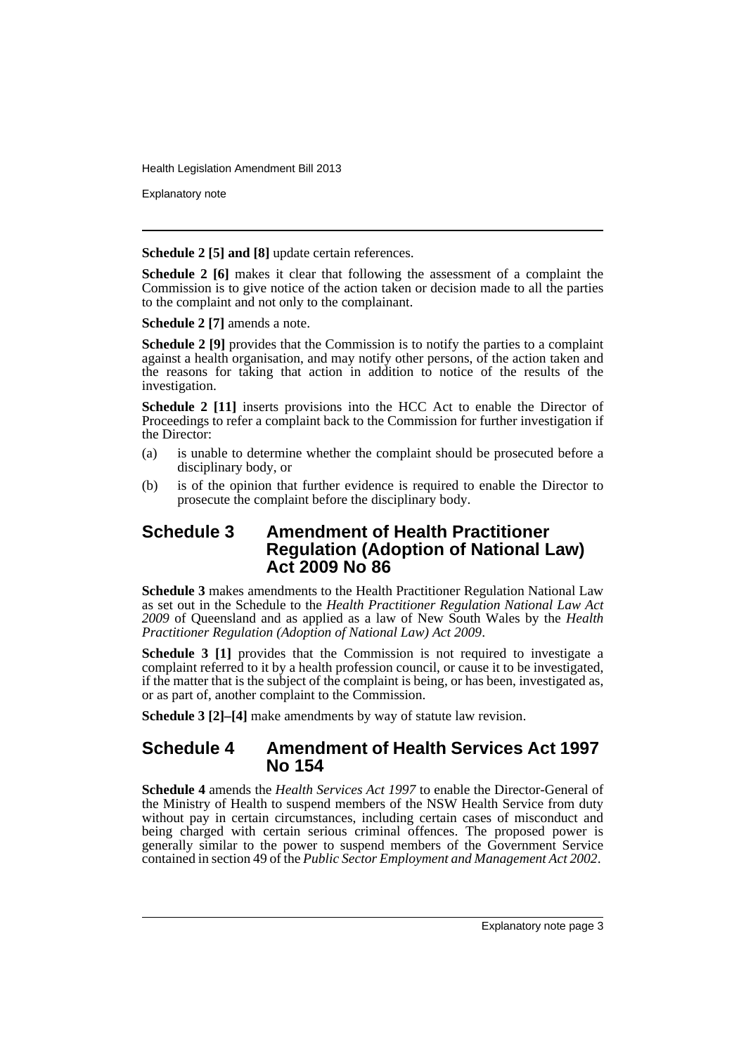**Schedule 2 [5] and [8]** update certain references.

**Schedule 2 [6]** makes it clear that following the assessment of a complaint the Commission is to give notice of the action taken or decision made to all the parties to the complaint and not only to the complainant.

**Schedule 2 [7]** amends a note.

**Schedule 2 [9]** provides that the Commission is to notify the parties to a complaint against a health organisation, and may notify other persons, of the action taken and the reasons for taking that action in addition to notice of the results of the investigation.

**Schedule 2 [11]** inserts provisions into the HCC Act to enable the Director of Proceedings to refer a complaint back to the Commission for further investigation if the Director:

(a) is unable to determine whether the complaint should be prosecuted before a disciplinary body, or

(b) is of the opinion that further evidence is required to enable the Director to prosecute the complaint before the disciplinary body.

## Schedule 3 Amendment of Health Practitioner Regulation (Adoption of National Law) Act 2009 No 86

**Schedule 3** makes amendments to the Health Practitioner Regulation National Law as set out in the Schedule to the *Health Practitioner Regulation National Law Act 2009* of Queensland and as applied as a law of New South Wales by the *Health Practitioner Regulation (Adoption of National Law) Act 2009*.

**Schedule 3 [1]** provides that the Commission is not required to investigate a complaint referred to it by a health profession council, or cause it to be investigated, if the matter that is the subject of the complaint is being, or has been, investigated as, or as part of, another complaint to the Commission.

**Schedule 3 [2]–[4]** make amendments by way of statute law revision.

## Schedule 4 Amendment of Health Services Act 1997 No 154

**Schedule 4** amends the *Health Services Act 1997* to enable the Director-General of the Ministry of Health to suspend members of the NSW Health Service from duty without pay in certain circumstances, including certain cases of misconduct and being charged with certain serious criminal offences. The proposed power is generally similar to the power to suspend members of the Government Service contained in section 49 of the *Public Sector Employment and Management Act 2002*.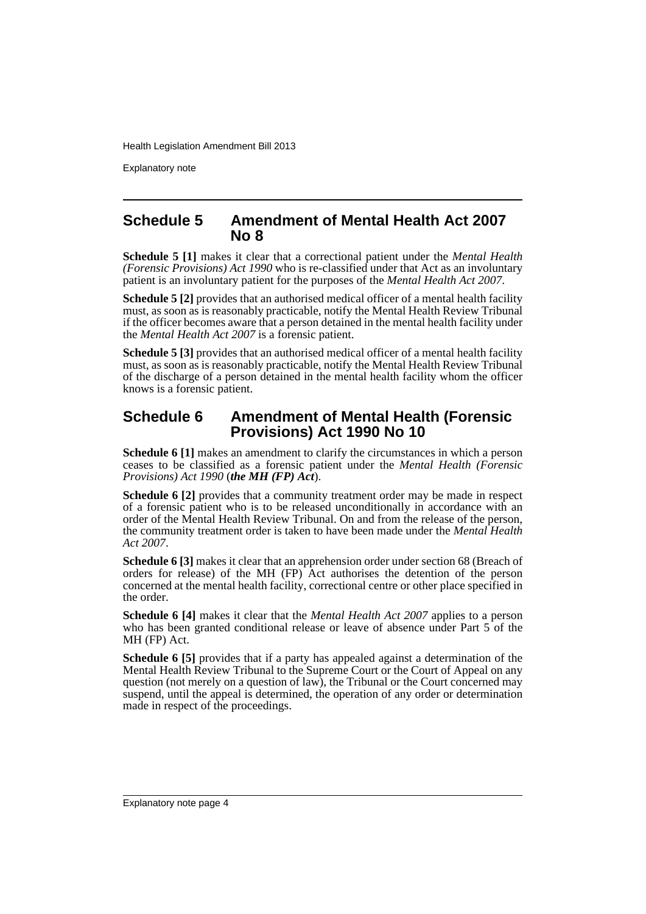## Schedule 5 Amendment of Mental Health Act 2007 No 8

**Schedule 5 [1]** makes it clear that a correctional patient under the *Mental Health (Forensic Provisions) Act 1990* who is re-classified under that Act as an involuntary patient is an involuntary patient for the purposes of the *Mental Health Act 2007*.

**Schedule 5 [2]** provides that an authorised medical officer of a mental health facility must, as soon as is reasonably practicable, notify the Mental Health Review Tribunal if the officer becomes aware that a person detained in the mental health facility under the *Mental Health Act 2007* is a forensic patient.

**Schedule 5 [3]** provides that an authorised medical officer of a mental health facility must, as soon as is reasonably practicable, notify the Mental Health Review Tribunal of the discharge of a person detained in the mental health facility whom the officer knows is a forensic patient.

## Schedule 6 Amendment of Mental Health (Forensic Provisions) Act 1990 No 10

**Schedule 6 [1]** makes an amendment to clarify the circumstances in which a person ceases to be classified as a forensic patient under the *Mental Health (Forensic Provisions) Act 1990* (***the MH (FP) Act***).

**Schedule 6 [2]** provides that a community treatment order may be made in respect of a forensic patient who is to be released unconditionally in accordance with an order of the Mental Health Review Tribunal. On and from the release of the person, the community treatment order is taken to have been made under the *Mental Health Act 2007*.

**Schedule 6 [3]** makes it clear that an apprehension order under section 68 (Breach of orders for release) of the MH (FP) Act authorises the detention of the person concerned at the mental health facility, correctional centre or other place specified in the order.

**Schedule 6 [4]** makes it clear that the *Mental Health Act 2007* applies to a person who has been granted conditional release or leave of absence under Part 5 of the MH (FP) Act.

**Schedule 6 [5]** provides that if a party has appealed against a determination of the Mental Health Review Tribunal to the Supreme Court or the Court of Appeal on any question (not merely on a question of law), the Tribunal or the Court concerned may suspend, until the appeal is determined, the operation of any order or determination made in respect of the proceedings.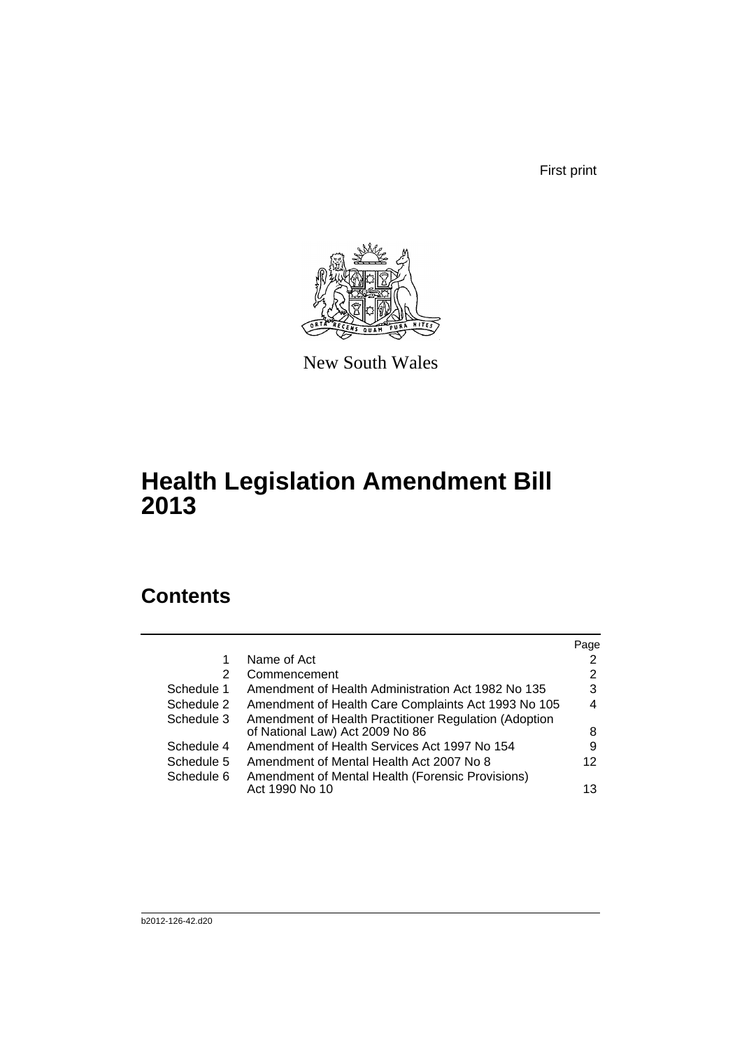First print

New South Wales

# Health Legislation Amendment Bill 2013

## Contents

| | | Page |
|---|---|---|
| 1 | Name of Act | 2 |
| 2 | Commencement | 2 |
| Schedule 1 | Amendment of Health Administration Act 1982 No 135 | 3 |
| Schedule 2 | Amendment of Health Care Complaints Act 1993 No 105 | 4 |
| Schedule 3 | Amendment of Health Practitioner Regulation (Adoption of National Law) Act 2009 No 86 | 8 |
| Schedule 4 | Amendment of Health Services Act 1997 No 154 | 9 |
| Schedule 5 | Amendment of Mental Health Act 2007 No 8 | 12 |
| Schedule 6 | Amendment of Mental Health (Forensic Provisions) Act 1990 No 10 | 13 |

b2012-126-42.d20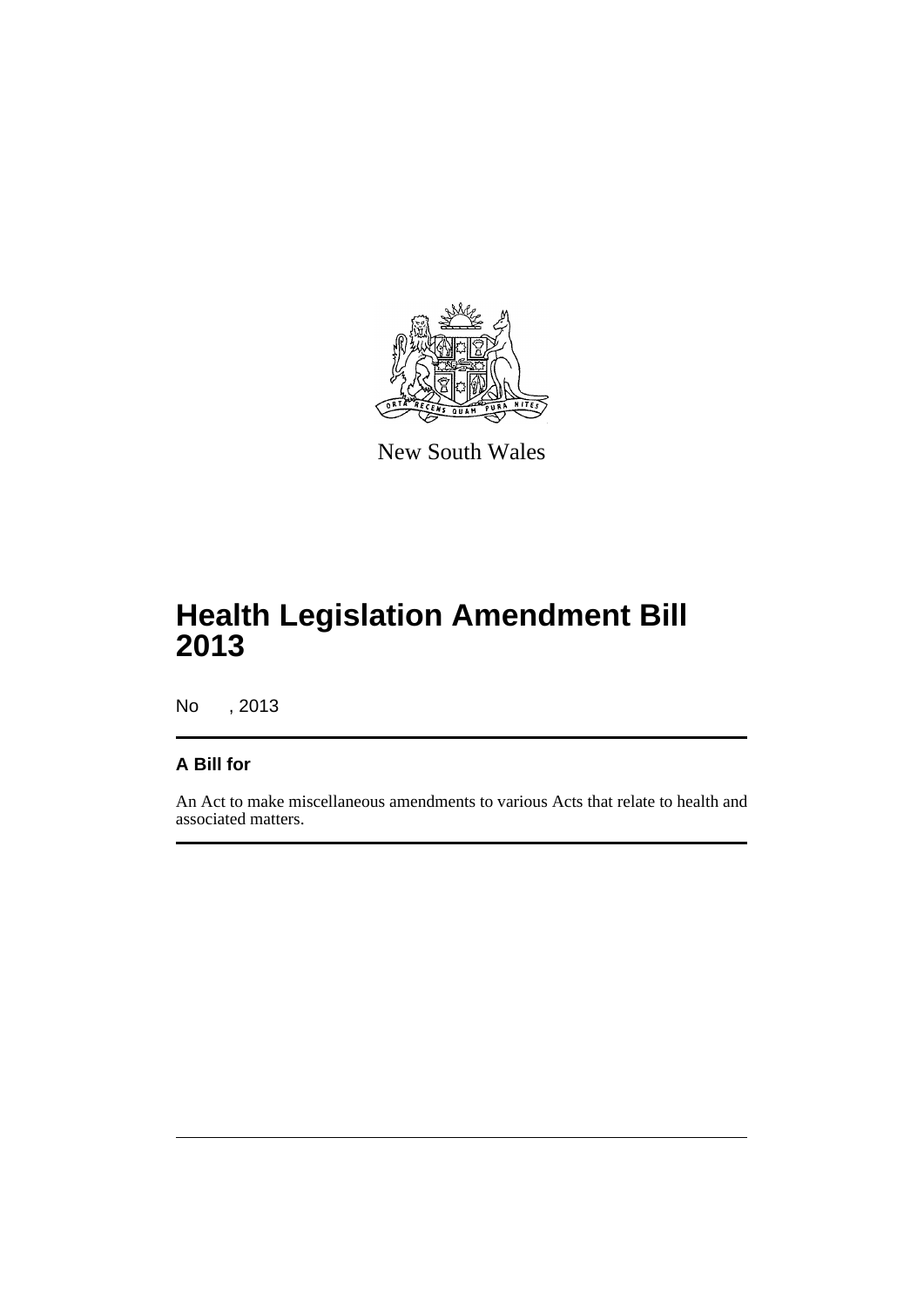New South Wales

# Health Legislation Amendment Bill 2013

No , 2013

## A Bill for

An Act to make miscellaneous amendments to various Acts that relate to health and associated matters.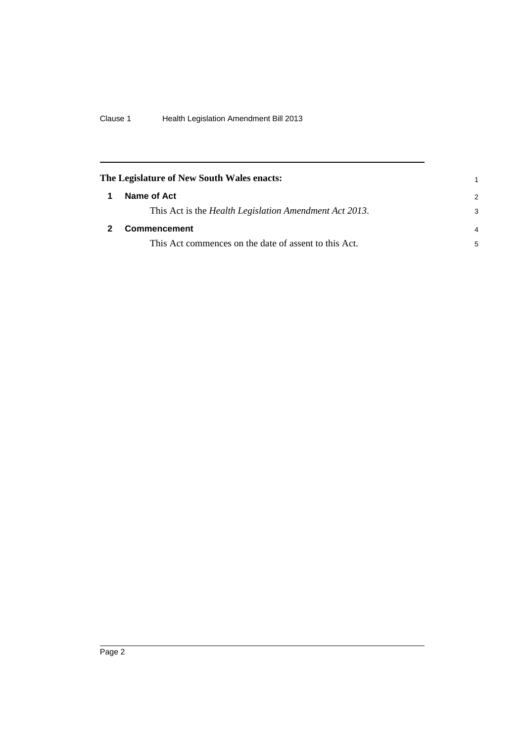**The Legislature of New South Wales enacts:**

## 1 Name of Act

This Act is the *Health Legislation Amendment Act 2013*.

## 2 Commencement

This Act commences on the date of assent to this Act.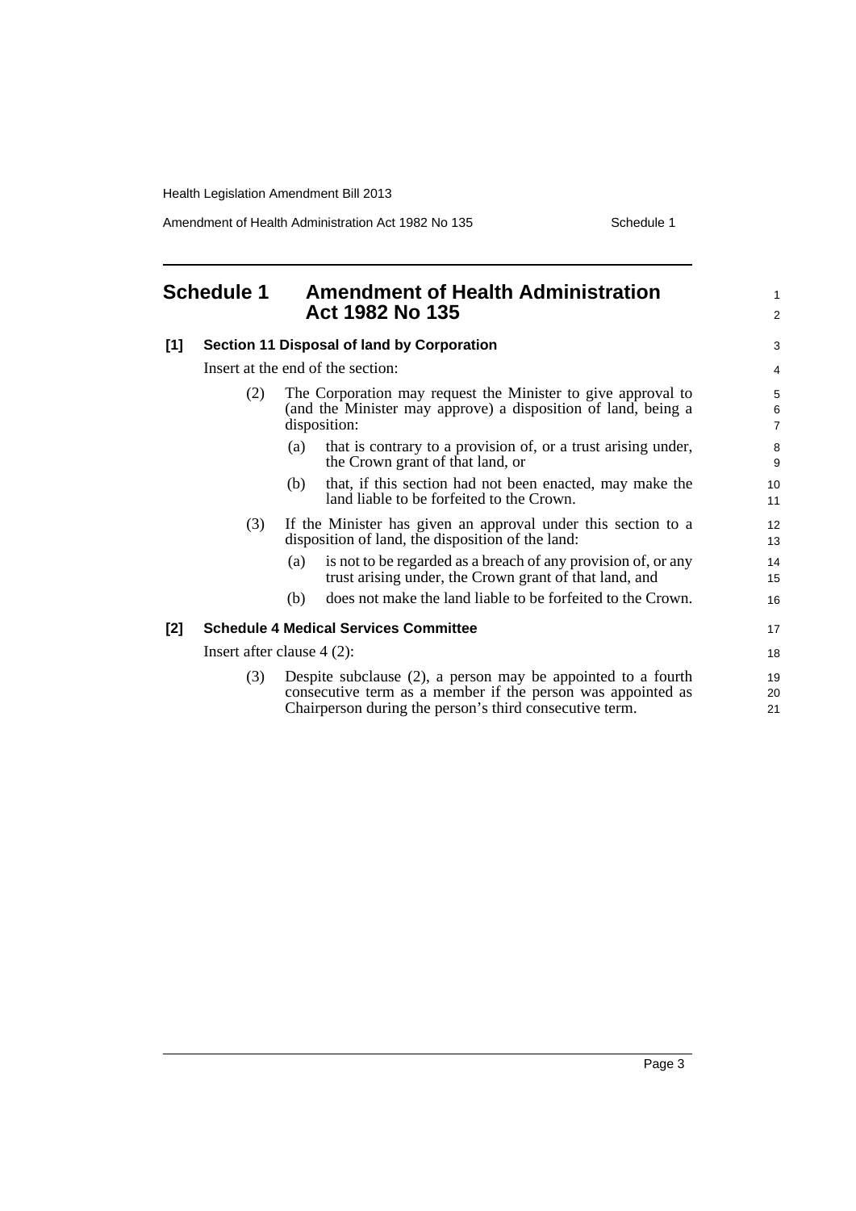# Schedule 1 Amendment of Health Administration Act 1982 No 135

### [1] Section 11 Disposal of land by Corporation

Insert at the end of the section:

(2) The Corporation may request the Minister to give approval to (and the Minister may approve) a disposition of land, being a disposition:

- (a) that is contrary to a provision of, or a trust arising under, the Crown grant of that land, or
- (b) that, if this section had not been enacted, may make the land liable to be forfeited to the Crown.

(3) If the Minister has given an approval under this section to a disposition of land, the disposition of the land:

- (a) is not to be regarded as a breach of any provision of, or any trust arising under, the Crown grant of that land, and
- (b) does not make the land liable to be forfeited to the Crown.

### [2] Schedule 4 Medical Services Committee

Insert after clause 4 (2):

(3) Despite subclause (2), a person may be appointed to a fourth consecutive term as a member if the person was appointed as Chairperson during the person's third consecutive term.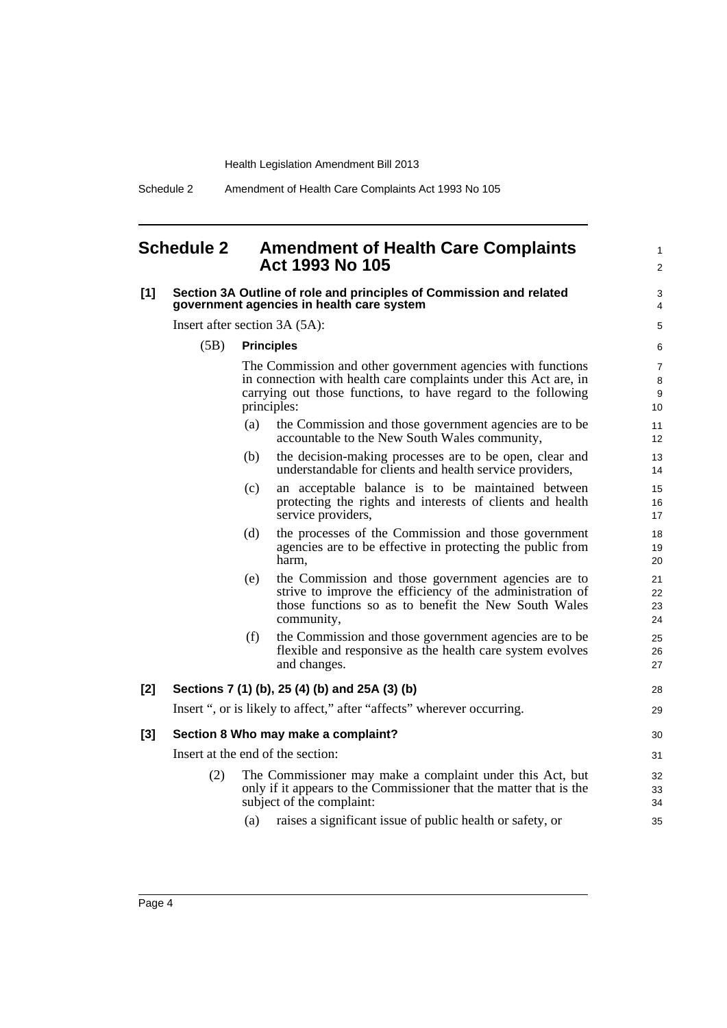# Schedule 2 Amendment of Health Care Complaints Act 1993 No 105

**[1] Section 3A Outline of role and principles of Commission and related government agencies in health care system**

Insert after section 3A (5A):

(5B) **Principles**

The Commission and other government agencies with functions in connection with health care complaints under this Act are, in carrying out those functions, to have regard to the following principles:

- (a) the Commission and those government agencies are to be accountable to the New South Wales community,
- (b) the decision-making processes are to be open, clear and understandable for clients and health service providers,
- (c) an acceptable balance is to be maintained between protecting the rights and interests of clients and health service providers,
- (d) the processes of the Commission and those government agencies are to be effective in protecting the public from harm,
- (e) the Commission and those government agencies are to strive to improve the efficiency of the administration of those functions so as to benefit the New South Wales community,
- (f) the Commission and those government agencies are to be flexible and responsive as the health care system evolves and changes.

**[2] Sections 7 (1) (b), 25 (4) (b) and 25A (3) (b)**

Insert ", or is likely to affect," after "affects" wherever occurring.

**[3] Section 8 Who may make a complaint?**

Insert at the end of the section:

(2) The Commissioner may make a complaint under this Act, but only if it appears to the Commissioner that the matter that is the subject of the complaint:

- (a) raises a significant issue of public health or safety, or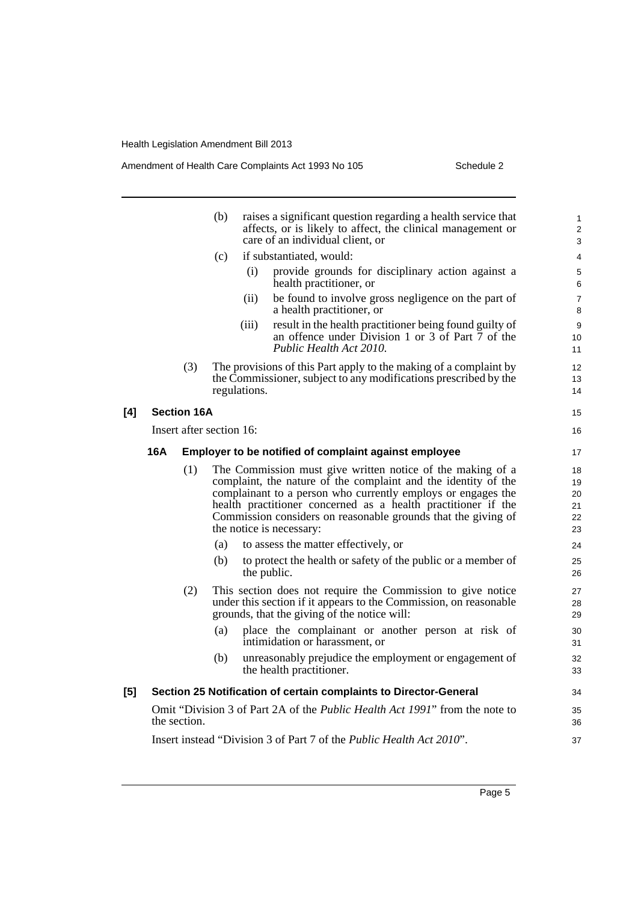(b) raises a significant question regarding a health service that affects, or is likely to affect, the clinical management or care of an individual client, or

(c) if substantiated, would:

(i) provide grounds for disciplinary action against a health practitioner, or

(ii) be found to involve gross negligence on the part of a health practitioner, or

(iii) result in the health practitioner being found guilty of an offence under Division 1 or 3 of Part 7 of the *Public Health Act 2010*.

(3) The provisions of this Part apply to the making of a complaint by the Commissioner, subject to any modifications prescribed by the regulations.

### [4] Section 16A

Insert after section 16:

#### 16A Employer to be notified of complaint against employee

(1) The Commission must give written notice of the making of a complaint, the nature of the complaint and the identity of the complainant to a person who currently employs or engages the health practitioner concerned as a health practitioner if the Commission considers on reasonable grounds that the giving of the notice is necessary:

(a) to assess the matter effectively, or

(b) to protect the health or safety of the public or a member of the public.

(2) This section does not require the Commission to give notice under this section if it appears to the Commission, on reasonable grounds, that the giving of the notice will:

(a) place the complainant or another person at risk of intimidation or harassment, or

(b) unreasonably prejudice the employment or engagement of the health practitioner.

### [5] Section 25 Notification of certain complaints to Director-General

Omit "Division 3 of Part 2A of the *Public Health Act 1991*" from the note to the section.

Insert instead "Division 3 of Part 7 of the *Public Health Act 2010*".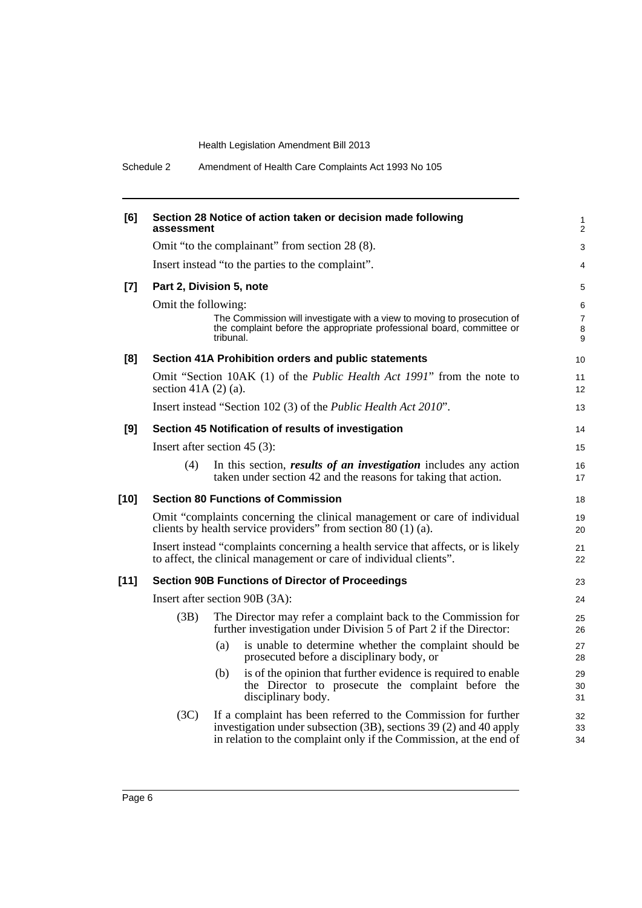**[6] Section 28 Notice of action taken or decision made following assessment**

Omit "to the complainant" from section 28 (8).

Insert instead "to the parties to the complaint".

**[7] Part 2, Division 5, note**

Omit the following:

> The Commission will investigate with a view to moving to prosecution of the complaint before the appropriate professional board, committee or tribunal.

**[8] Section 41A Prohibition orders and public statements**

Omit "Section 10AK (1) of the *Public Health Act 1991*" from the note to section 41A (2) (a).

Insert instead "Section 102 (3) of the *Public Health Act 2010*".

**[9] Section 45 Notification of results of investigation**

Insert after section 45 (3):

(4) In this section, ***results of an investigation*** includes any action taken under section 42 and the reasons for taking that action.

**[10] Section 80 Functions of Commission**

Omit "complaints concerning the clinical management or care of individual clients by health service providers" from section 80 (1) (a).

Insert instead "complaints concerning a health service that affects, or is likely to affect, the clinical management or care of individual clients".

**[11] Section 90B Functions of Director of Proceedings**

Insert after section 90B (3A):

(3B) The Director may refer a complaint back to the Commission for further investigation under Division 5 of Part 2 if the Director:

- (a) is unable to determine whether the complaint should be prosecuted before a disciplinary body, or
- (b) is of the opinion that further evidence is required to enable the Director to prosecute the complaint before the disciplinary body.

(3C) If a complaint has been referred to the Commission for further investigation under subsection (3B), sections 39 (2) and 40 apply in relation to the complaint only if the Commission, at the end of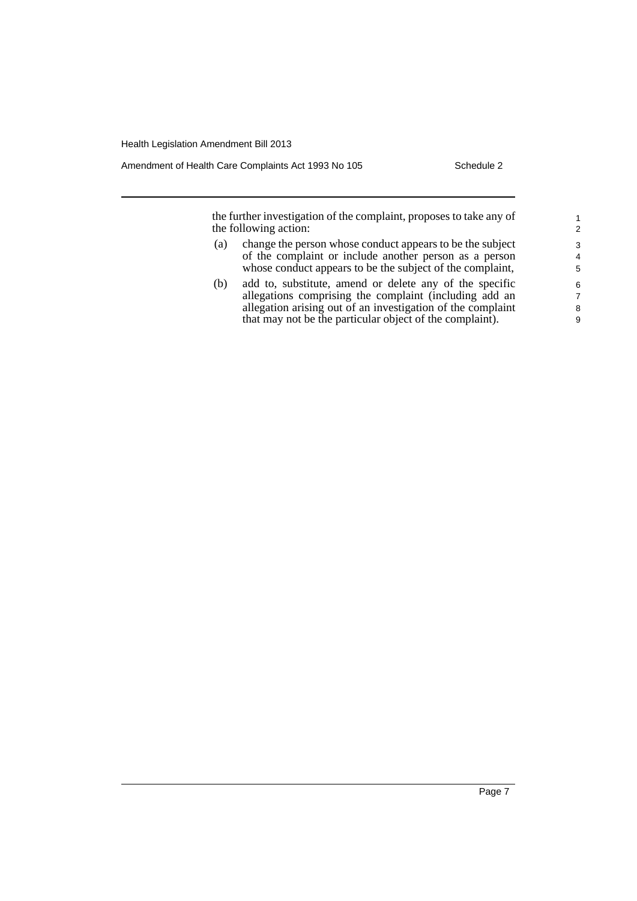the further investigation of the complaint, proposes to take any of the following action:

(a) change the person whose conduct appears to be the subject of the complaint or include another person as a person whose conduct appears to be the subject of the complaint,

(b) add to, substitute, amend or delete any of the specific allegations comprising the complaint (including add an allegation arising out of an investigation of the complaint that may not be the particular object of the complaint).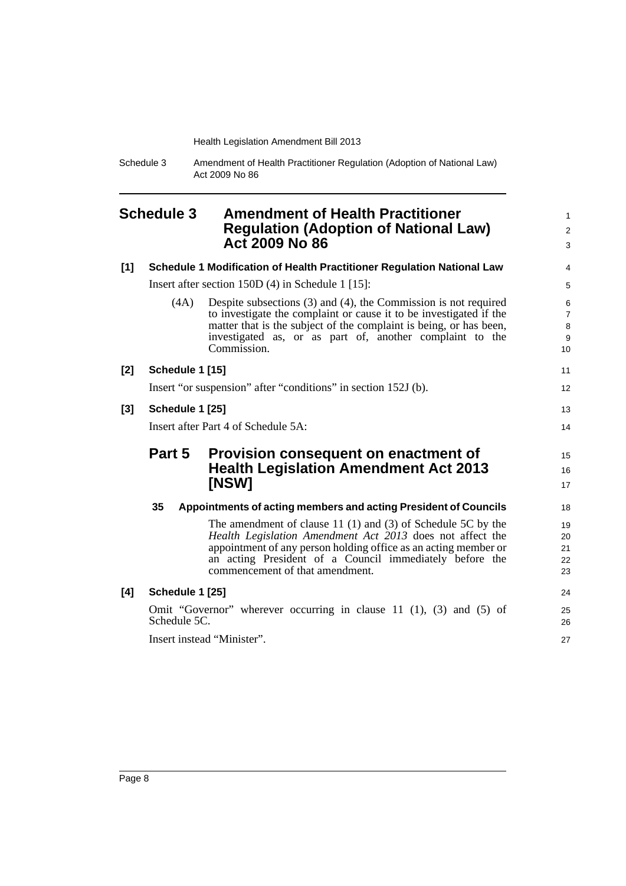# Schedule 3 Amendment of Health Practitioner Regulation (Adoption of National Law) Act 2009 No 86

**[1] Schedule 1 Modification of Health Practitioner Regulation National Law**

Insert after section 150D (4) in Schedule 1 [15]:

(4A) Despite subsections (3) and (4), the Commission is not required to investigate the complaint or cause it to be investigated if the matter that is the subject of the complaint is being, or has been, investigated as, or as part of, another complaint to the Commission.

**[2] Schedule 1 [15]**

Insert "or suspension" after "conditions" in section 152J (b).

**[3] Schedule 1 [25]**

Insert after Part 4 of Schedule 5A:

## Part 5 Provision consequent on enactment of Health Legislation Amendment Act 2013 [NSW]

### 35 Appointments of acting members and acting President of Councils

The amendment of clause 11 (1) and (3) of Schedule 5C by the *Health Legislation Amendment Act 2013* does not affect the appointment of any person holding office as an acting member or an acting President of a Council immediately before the commencement of that amendment.

**[4] Schedule 1 [25]**

Omit "Governor" wherever occurring in clause 11 (1), (3) and (5) of Schedule 5C.

Insert instead "Minister".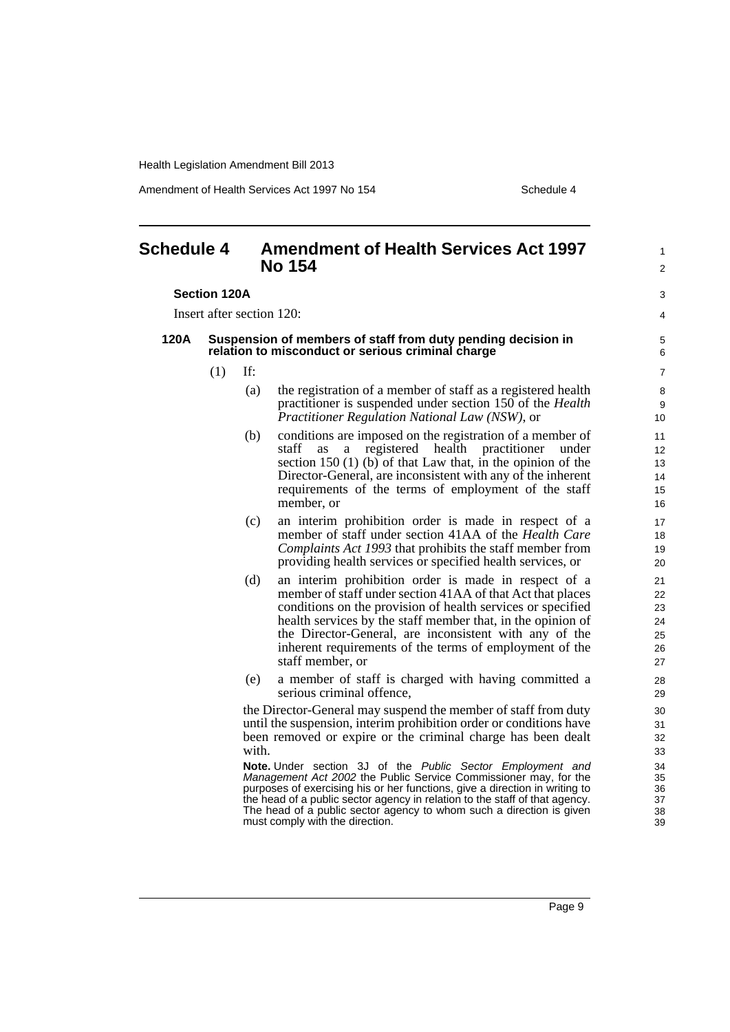# Schedule 4 Amendment of Health Services Act 1997 No 154

**Section 120A**

Insert after section 120:

**120A Suspension of members of staff from duty pending decision in relation to misconduct or serious criminal charge**

(1) If:

(a) the registration of a member of staff as a registered health practitioner is suspended under section 150 of the *Health Practitioner Regulation National Law (NSW)*, or

(b) conditions are imposed on the registration of a member of staff as a registered health practitioner under section 150 (1) (b) of that Law that, in the opinion of the Director-General, are inconsistent with any of the inherent requirements of the terms of employment of the staff member, or

(c) an interim prohibition order is made in respect of a member of staff under section 41AA of the *Health Care Complaints Act 1993* that prohibits the staff member from providing health services or specified health services, or

(d) an interim prohibition order is made in respect of a member of staff under section 41AA of that Act that places conditions on the provision of health services or specified health services by the staff member that, in the opinion of the Director-General, are inconsistent with any of the inherent requirements of the terms of employment of the staff member, or

(e) a member of staff is charged with having committed a serious criminal offence,

the Director-General may suspend the member of staff from duty until the suspension, interim prohibition order or conditions have been removed or expire or the criminal charge has been dealt with.

**Note.** Under section 3J of the *Public Sector Employment and Management Act 2002* the Public Service Commissioner may, for the purposes of exercising his or her functions, give a direction in writing to the head of a public sector agency in relation to the staff of that agency. The head of a public sector agency to whom such a direction is given must comply with the direction.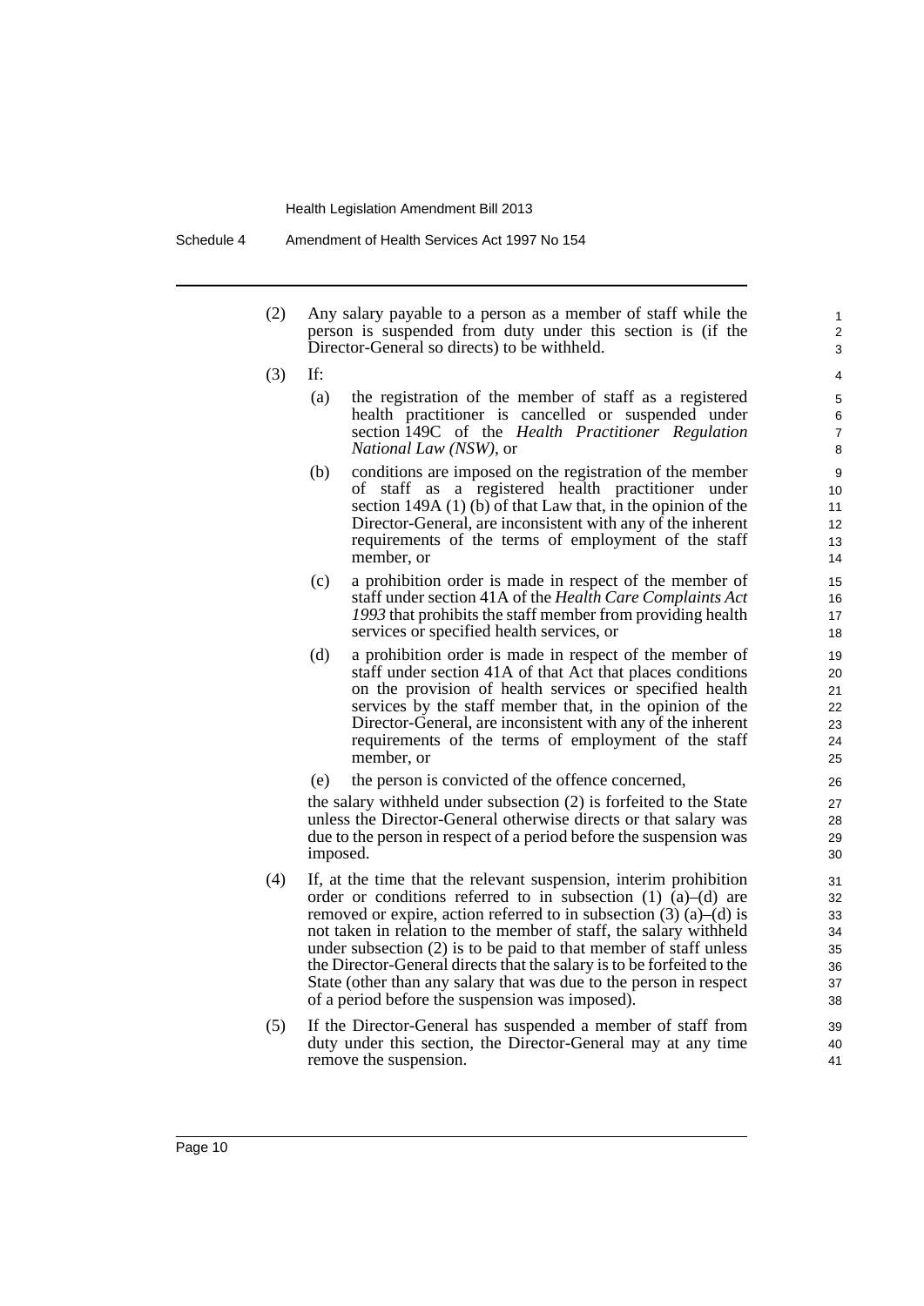(2) Any salary payable to a person as a member of staff while the person is suspended from duty under this section is (if the Director-General so directs) to be withheld.

(3) If:

  (a) the registration of the member of staff as a registered health practitioner is cancelled or suspended under section 149C of the *Health Practitioner Regulation National Law (NSW)*, or

  (b) conditions are imposed on the registration of the member of staff as a registered health practitioner under section 149A (1) (b) of that Law that, in the opinion of the Director-General, are inconsistent with any of the inherent requirements of the terms of employment of the staff member, or

  (c) a prohibition order is made in respect of the member of staff under section 41A of the *Health Care Complaints Act 1993* that prohibits the staff member from providing health services or specified health services, or

  (d) a prohibition order is made in respect of the member of staff under section 41A of that Act that places conditions on the provision of health services or specified health services by the staff member that, in the opinion of the Director-General, are inconsistent with any of the inherent requirements of the terms of employment of the staff member, or

  (e) the person is convicted of the offence concerned,

  the salary withheld under subsection (2) is forfeited to the State unless the Director-General otherwise directs or that salary was due to the person in respect of a period before the suspension was imposed.

(4) If, at the time that the relevant suspension, interim prohibition order or conditions referred to in subsection (1) (a)–(d) are removed or expire, action referred to in subsection (3) (a)–(d) is not taken in relation to the member of staff, the salary withheld under subsection (2) is to be paid to that member of staff unless the Director-General directs that the salary is to be forfeited to the State (other than any salary that was due to the person in respect of a period before the suspension was imposed).

(5) If the Director-General has suspended a member of staff from duty under this section, the Director-General may at any time remove the suspension.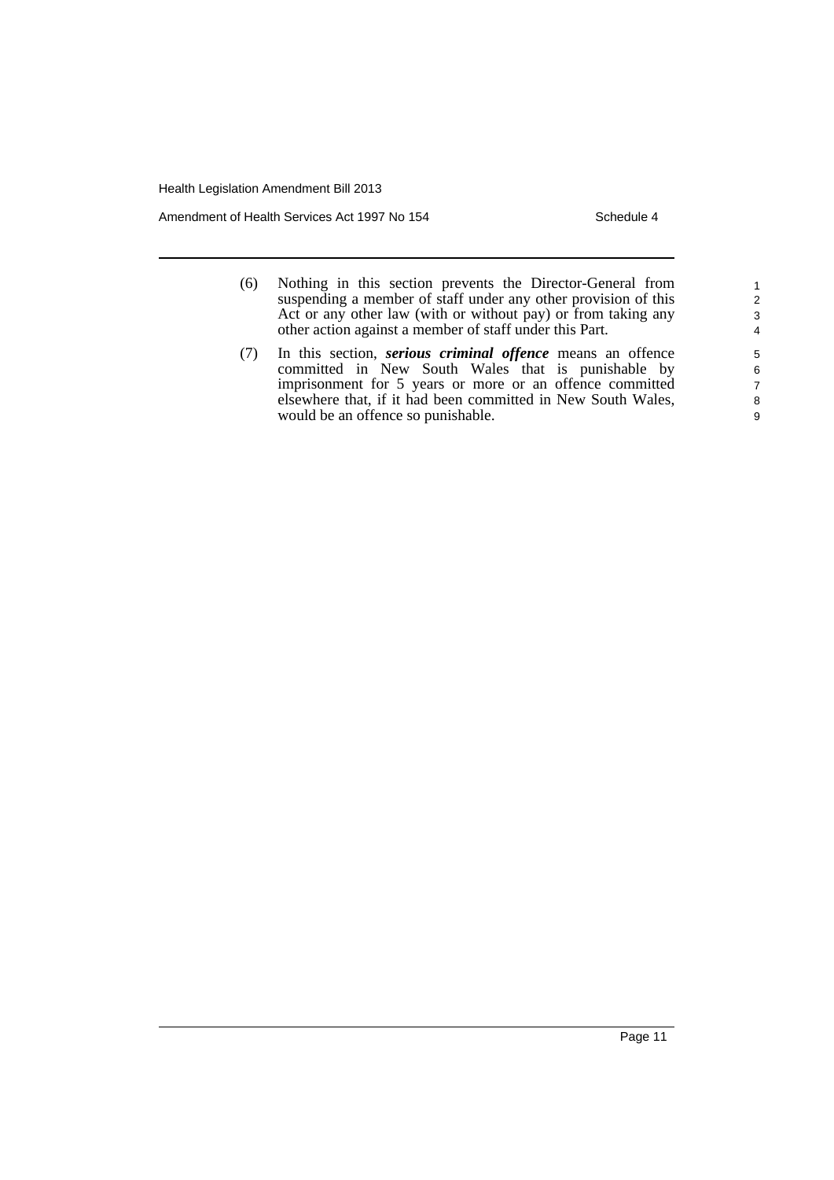(6) Nothing in this section prevents the Director-General from suspending a member of staff under any other provision of this Act or any other law (with or without pay) or from taking any other action against a member of staff under this Part.

(7) In this section, ***serious criminal offence*** means an offence committed in New South Wales that is punishable by imprisonment for 5 years or more or an offence committed elsewhere that, if it had been committed in New South Wales, would be an offence so punishable.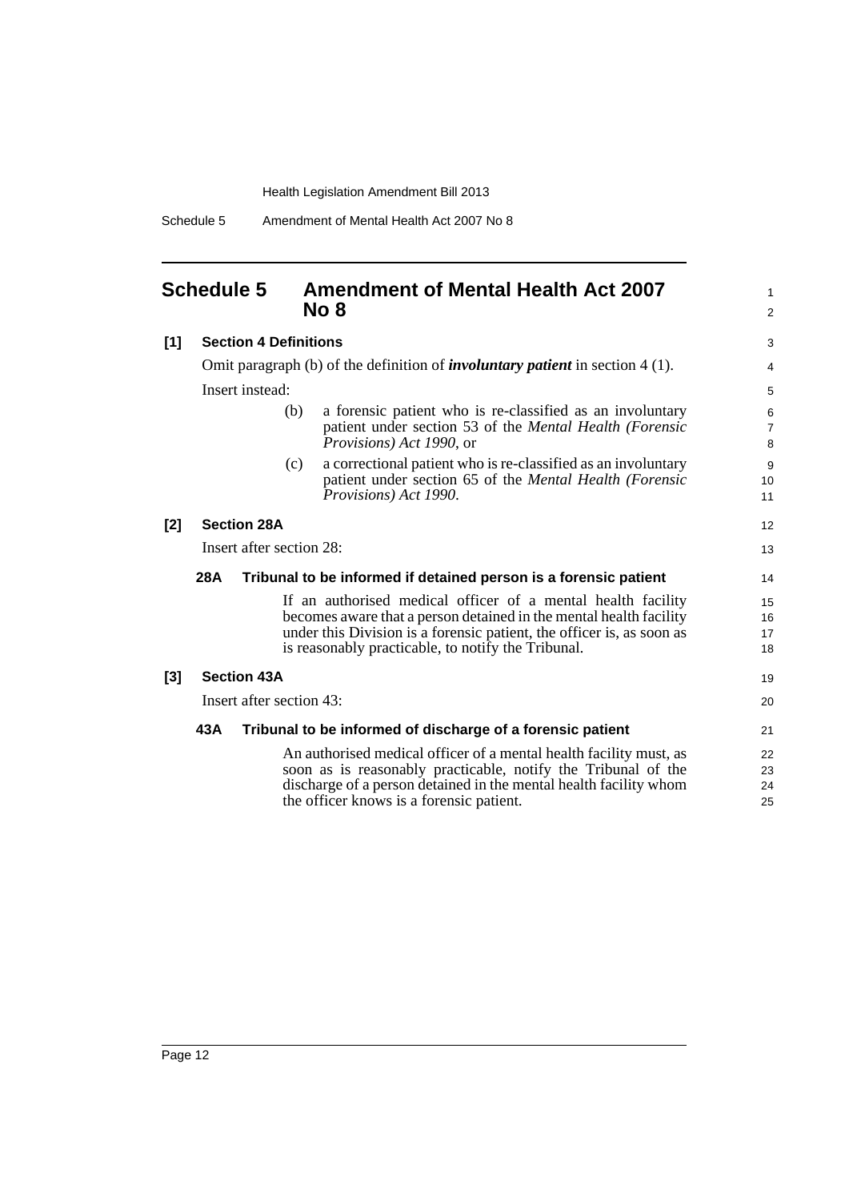# Schedule 5 Amendment of Mental Health Act 2007 No 8

**[1] Section 4 Definitions**

Omit paragraph (b) of the definition of ***involuntary patient*** in section 4 (1).

Insert instead:

> (b) a forensic patient who is re-classified as an involuntary patient under section 53 of the *Mental Health (Forensic Provisions) Act 1990*, or
>
> (c) a correctional patient who is re-classified as an involuntary patient under section 65 of the *Mental Health (Forensic Provisions) Act 1990*.

**[2] Section 28A**

Insert after section 28:

**28A Tribunal to be informed if detained person is a forensic patient**

If an authorised medical officer of a mental health facility becomes aware that a person detained in the mental health facility under this Division is a forensic patient, the officer is, as soon as is reasonably practicable, to notify the Tribunal.

**[3] Section 43A**

Insert after section 43:

**43A Tribunal to be informed of discharge of a forensic patient**

An authorised medical officer of a mental health facility must, as soon as is reasonably practicable, notify the Tribunal of the discharge of a person detained in the mental health facility whom the officer knows is a forensic patient.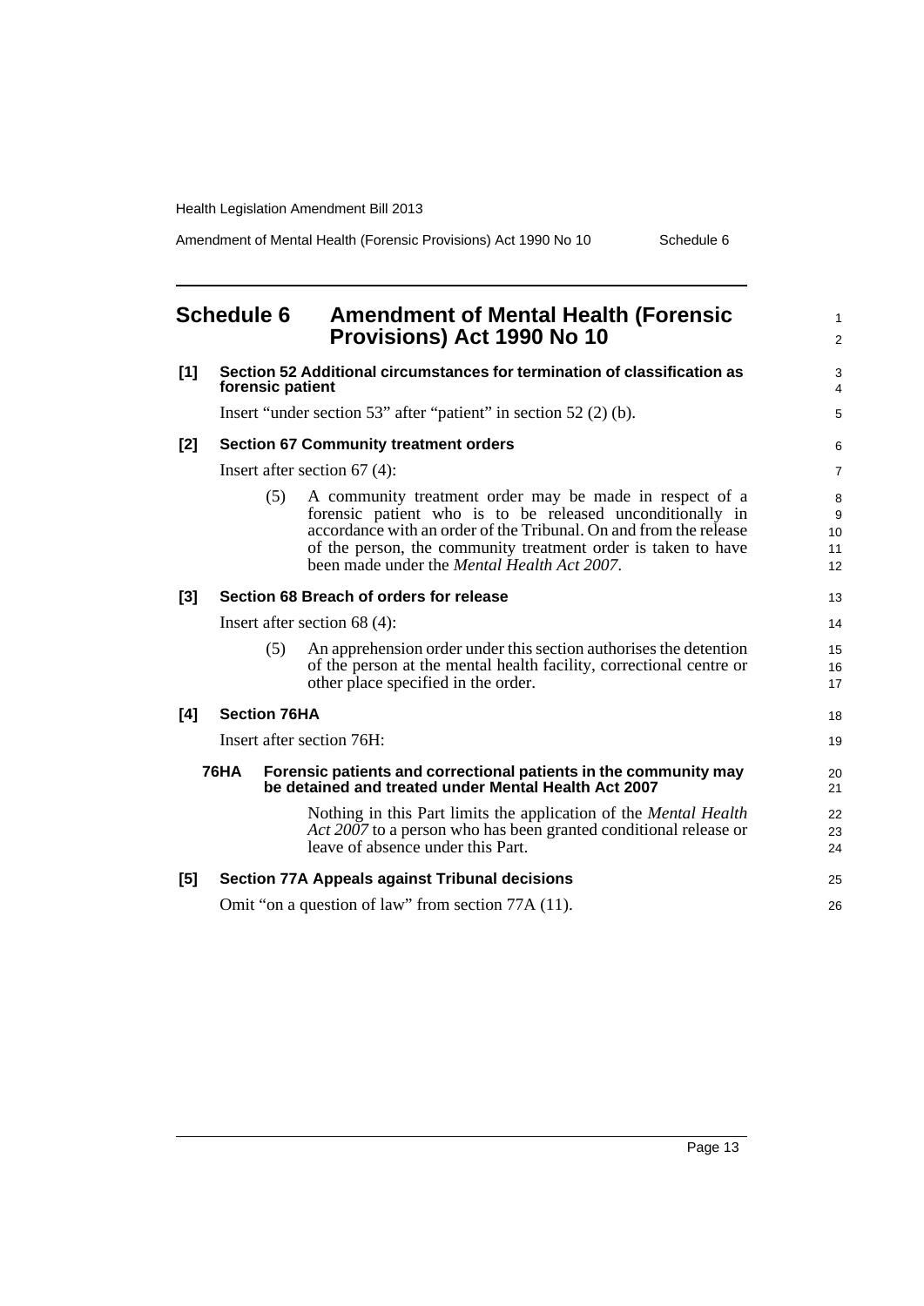## Schedule 6 Amendment of Mental Health (Forensic Provisions) Act 1990 No 10

**[1] Section 52 Additional circumstances for termination of classification as forensic patient**

Insert "under section 53" after "patient" in section 52 (2) (b).

**[2] Section 67 Community treatment orders**

Insert after section 67 (4):

(5) A community treatment order may be made in respect of a forensic patient who is to be released unconditionally in accordance with an order of the Tribunal. On and from the release of the person, the community treatment order is taken to have been made under the *Mental Health Act 2007*.

**[3] Section 68 Breach of orders for release**

Insert after section 68 (4):

(5) An apprehension order under this section authorises the detention of the person at the mental health facility, correctional centre or other place specified in the order.

**[4] Section 76HA**

Insert after section 76H:

**76HA Forensic patients and correctional patients in the community may be detained and treated under Mental Health Act 2007**

Nothing in this Part limits the application of the *Mental Health Act 2007* to a person who has been granted conditional release or leave of absence under this Part.

**[5] Section 77A Appeals against Tribunal decisions**

Omit "on a question of law" from section 77A (11).